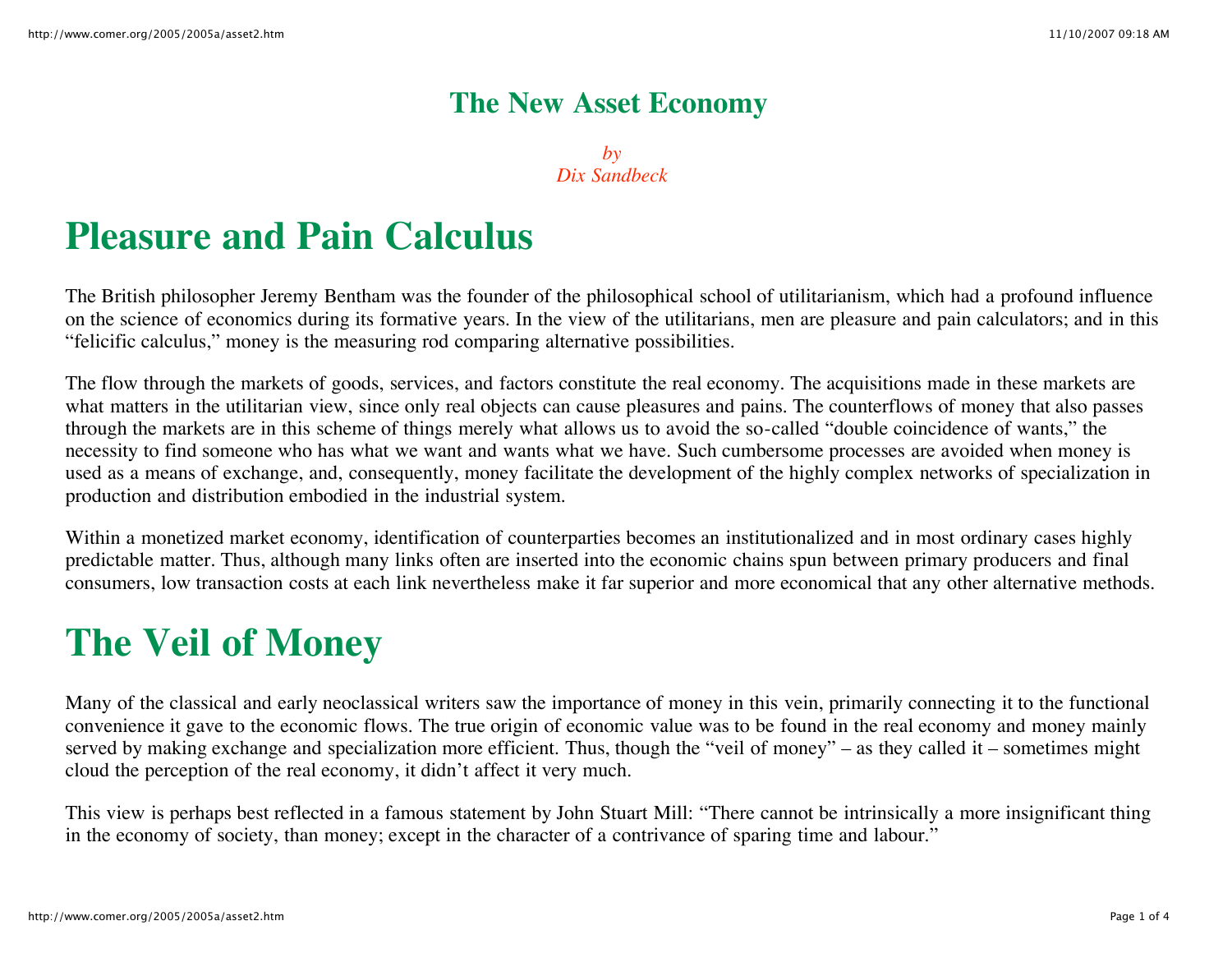# The New Asset Economy

*by*
*Dix Sandbeck*

# Pleasure and Pain Calculus

The British philosopher Jeremy Bentham was the founder of the philosophical school of utilitarianism, which had a profound influence on the science of economics during its formative years. In the view of the utilitarians, men are pleasure and pain calculators; and in this "felicific calculus," money is the measuring rod comparing alternative possibilities.

The flow through the markets of goods, services, and factors constitute the real economy. The acquisitions made in these markets are what matters in the utilitarian view, since only real objects can cause pleasures and pains. The counterflows of money that also passes through the markets are in this scheme of things merely what allows us to avoid the so-called "double coincidence of wants," the necessity to find someone who has what we want and wants what we have. Such cumbersome processes are avoided when money is used as a means of exchange, and, consequently, money facilitate the development of the highly complex networks of specialization in production and distribution embodied in the industrial system.

Within a monetized market economy, identification of counterparties becomes an institutionalized and in most ordinary cases highly predictable matter. Thus, although many links often are inserted into the economic chains spun between primary producers and final consumers, low transaction costs at each link nevertheless make it far superior and more economical that any other alternative methods.

# The Veil of Money

Many of the classical and early neoclassical writers saw the importance of money in this vein, primarily connecting it to the functional convenience it gave to the economic flows. The true origin of economic value was to be found in the real economy and money mainly served by making exchange and specialization more efficient. Thus, though the "veil of money" – as they called it – sometimes might cloud the perception of the real economy, it didn't affect it very much.

This view is perhaps best reflected in a famous statement by John Stuart Mill: "There cannot be intrinsically a more insignificant thing in the economy of society, than money; except in the character of a contrivance of sparing time and labour."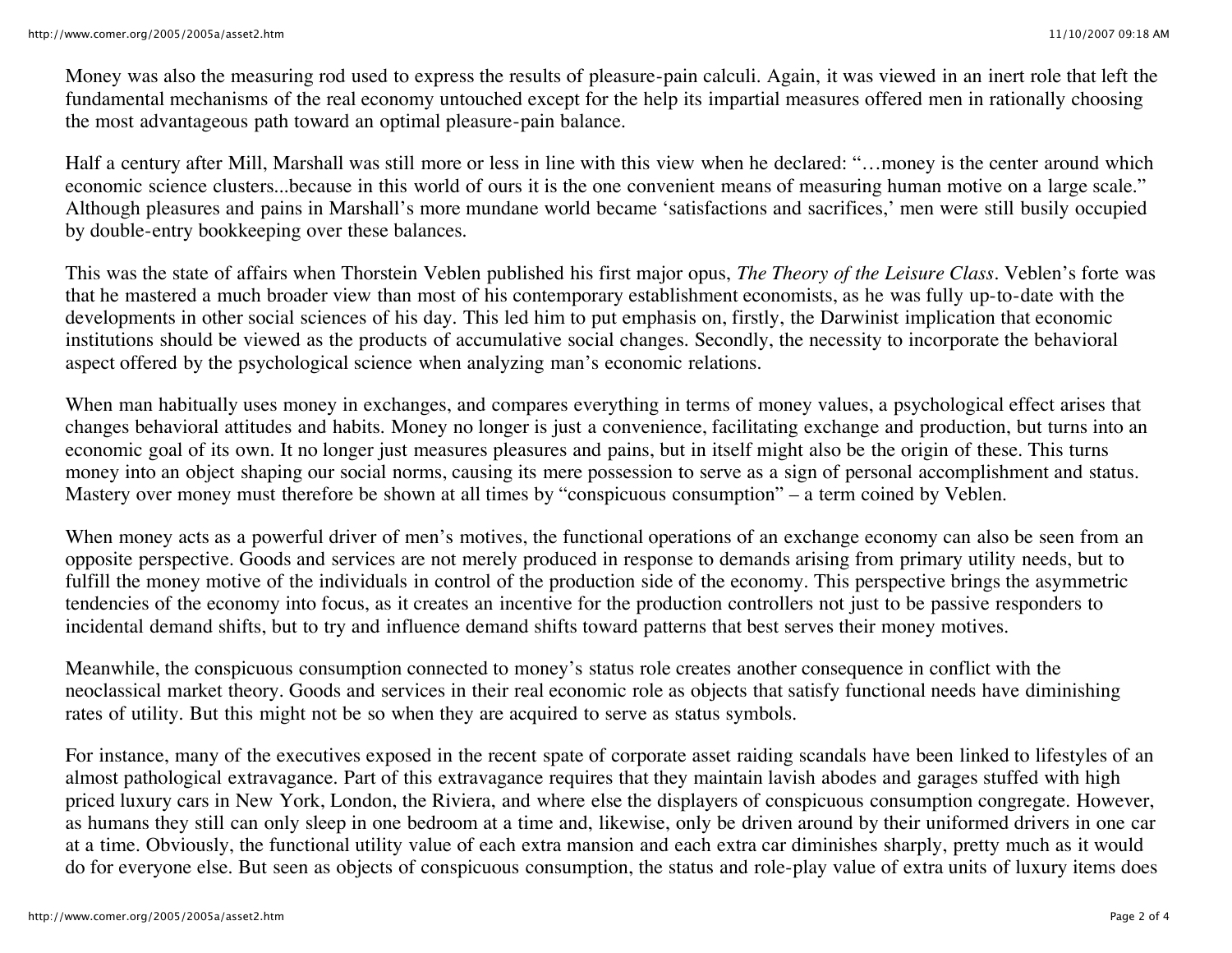Money was also the measuring rod used to express the results of pleasure-pain calculi. Again, it was viewed in an inert role that left the fundamental mechanisms of the real economy untouched except for the help its impartial measures offered men in rationally choosing the most advantageous path toward an optimal pleasure-pain balance.

Half a century after Mill, Marshall was still more or less in line with this view when he declared: "…money is the center around which economic science clusters...because in this world of ours it is the one convenient means of measuring human motive on a large scale." Although pleasures and pains in Marshall's more mundane world became 'satisfactions and sacrifices,' men were still busily occupied by double-entry bookkeeping over these balances.

This was the state of affairs when Thorstein Veblen published his first major opus, *The Theory of the Leisure Class*. Veblen's forte was that he mastered a much broader view than most of his contemporary establishment economists, as he was fully up-to-date with the developments in other social sciences of his day. This led him to put emphasis on, firstly, the Darwinist implication that economic institutions should be viewed as the products of accumulative social changes. Secondly, the necessity to incorporate the behavioral aspect offered by the psychological science when analyzing man's economic relations.

When man habitually uses money in exchanges, and compares everything in terms of money values, a psychological effect arises that changes behavioral attitudes and habits. Money no longer is just a convenience, facilitating exchange and production, but turns into an economic goal of its own. It no longer just measures pleasures and pains, but in itself might also be the origin of these. This turns money into an object shaping our social norms, causing its mere possession to serve as a sign of personal accomplishment and status. Mastery over money must therefore be shown at all times by "conspicuous consumption" – a term coined by Veblen.

When money acts as a powerful driver of men's motives, the functional operations of an exchange economy can also be seen from an opposite perspective. Goods and services are not merely produced in response to demands arising from primary utility needs, but to fulfill the money motive of the individuals in control of the production side of the economy. This perspective brings the asymmetric tendencies of the economy into focus, as it creates an incentive for the production controllers not just to be passive responders to incidental demand shifts, but to try and influence demand shifts toward patterns that best serves their money motives.

Meanwhile, the conspicuous consumption connected to money's status role creates another consequence in conflict with the neoclassical market theory. Goods and services in their real economic role as objects that satisfy functional needs have diminishing rates of utility. But this might not be so when they are acquired to serve as status symbols.

For instance, many of the executives exposed in the recent spate of corporate asset raiding scandals have been linked to lifestyles of an almost pathological extravagance. Part of this extravagance requires that they maintain lavish abodes and garages stuffed with high priced luxury cars in New York, London, the Riviera, and where else the displayers of conspicuous consumption congregate. However, as humans they still can only sleep in one bedroom at a time and, likewise, only be driven around by their uniformed drivers in one car at a time. Obviously, the functional utility value of each extra mansion and each extra car diminishes sharply, pretty much as it would do for everyone else. But seen as objects of conspicuous consumption, the status and role-play value of extra units of luxury items does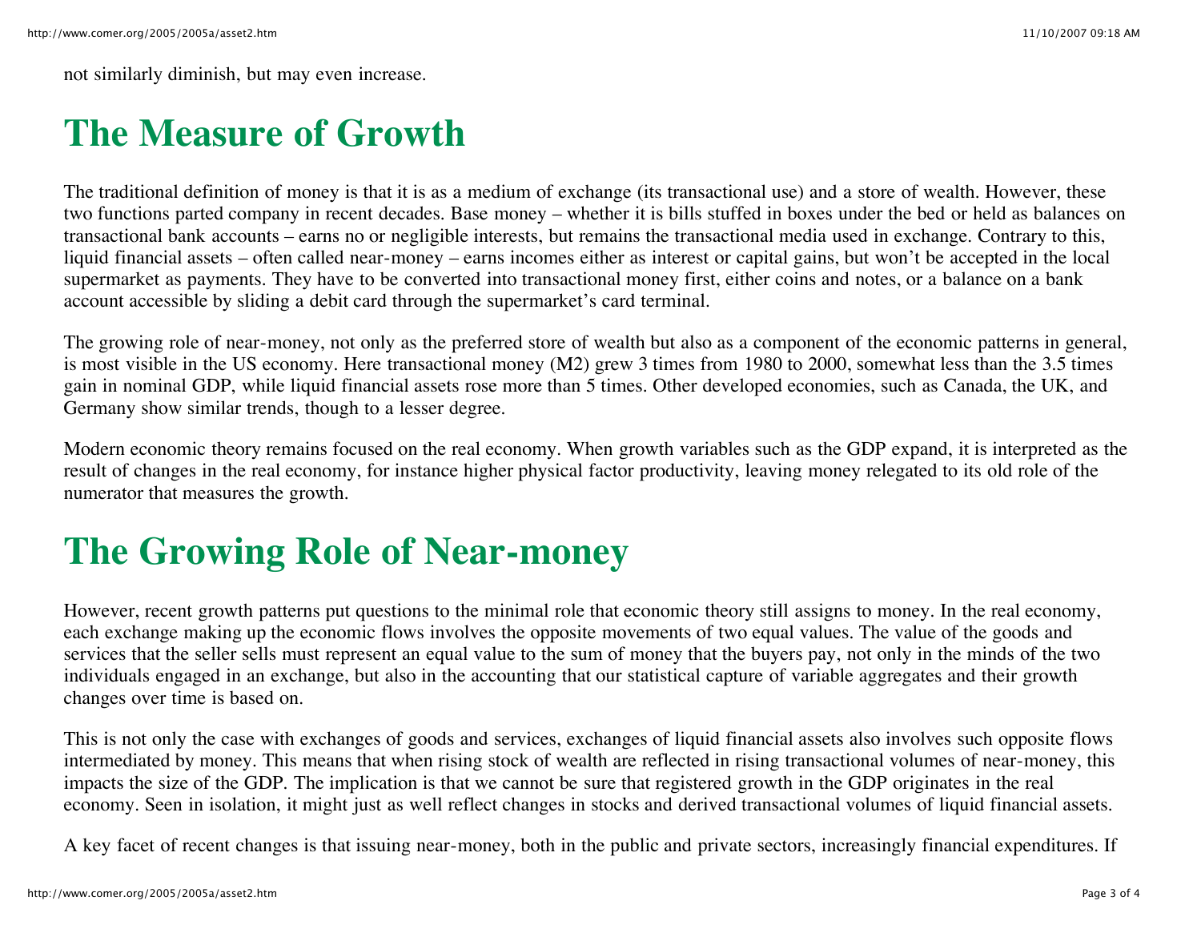not similarly diminish, but may even increase.

# The Measure of Growth

The traditional definition of money is that it is as a medium of exchange (its transactional use) and a store of wealth. However, these two functions parted company in recent decades. Base money – whether it is bills stuffed in boxes under the bed or held as balances on transactional bank accounts – earns no or negligible interests, but remains the transactional media used in exchange. Contrary to this, liquid financial assets – often called near-money – earns incomes either as interest or capital gains, but won't be accepted in the local supermarket as payments. They have to be converted into transactional money first, either coins and notes, or a balance on a bank account accessible by sliding a debit card through the supermarket's card terminal.

The growing role of near-money, not only as the preferred store of wealth but also as a component of the economic patterns in general, is most visible in the US economy. Here transactional money (M2) grew 3 times from 1980 to 2000, somewhat less than the 3.5 times gain in nominal GDP, while liquid financial assets rose more than 5 times. Other developed economies, such as Canada, the UK, and Germany show similar trends, though to a lesser degree.

Modern economic theory remains focused on the real economy. When growth variables such as the GDP expand, it is interpreted as the result of changes in the real economy, for instance higher physical factor productivity, leaving money relegated to its old role of the numerator that measures the growth.

# The Growing Role of Near-money

However, recent growth patterns put questions to the minimal role that economic theory still assigns to money. In the real economy, each exchange making up the economic flows involves the opposite movements of two equal values. The value of the goods and services that the seller sells must represent an equal value to the sum of money that the buyers pay, not only in the minds of the two individuals engaged in an exchange, but also in the accounting that our statistical capture of variable aggregates and their growth changes over time is based on.

This is not only the case with exchanges of goods and services, exchanges of liquid financial assets also involves such opposite flows intermediated by money. This means that when rising stock of wealth are reflected in rising transactional volumes of near-money, this impacts the size of the GDP. The implication is that we cannot be sure that registered growth in the GDP originates in the real economy. Seen in isolation, it might just as well reflect changes in stocks and derived transactional volumes of liquid financial assets.

A key facet of recent changes is that issuing near-money, both in the public and private sectors, increasingly financial expenditures. If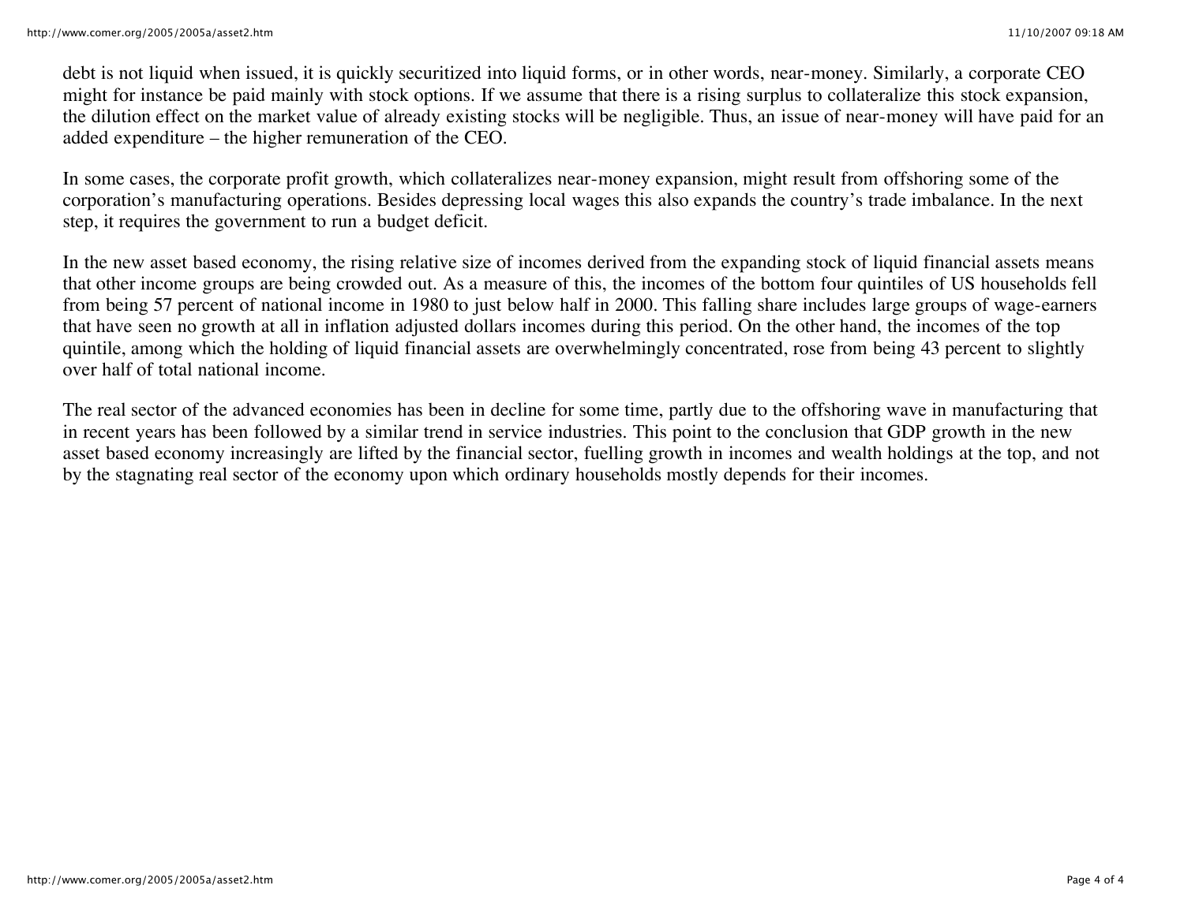debt is not liquid when issued, it is quickly securitized into liquid forms, or in other words, near-money. Similarly, a corporate CEO might for instance be paid mainly with stock options. If we assume that there is a rising surplus to collateralize this stock expansion, the dilution effect on the market value of already existing stocks will be negligible. Thus, an issue of near-money will have paid for an added expenditure – the higher remuneration of the CEO.

In some cases, the corporate profit growth, which collateralizes near-money expansion, might result from offshoring some of the corporation's manufacturing operations. Besides depressing local wages this also expands the country's trade imbalance. In the next step, it requires the government to run a budget deficit.

In the new asset based economy, the rising relative size of incomes derived from the expanding stock of liquid financial assets means that other income groups are being crowded out. As a measure of this, the incomes of the bottom four quintiles of US households fell from being 57 percent of national income in 1980 to just below half in 2000. This falling share includes large groups of wage-earners that have seen no growth at all in inflation adjusted dollars incomes during this period. On the other hand, the incomes of the top quintile, among which the holding of liquid financial assets are overwhelmingly concentrated, rose from being 43 percent to slightly over half of total national income.

The real sector of the advanced economies has been in decline for some time, partly due to the offshoring wave in manufacturing that in recent years has been followed by a similar trend in service industries. This point to the conclusion that GDP growth in the new asset based economy increasingly are lifted by the financial sector, fuelling growth in incomes and wealth holdings at the top, and not by the stagnating real sector of the economy upon which ordinary households mostly depends for their incomes.